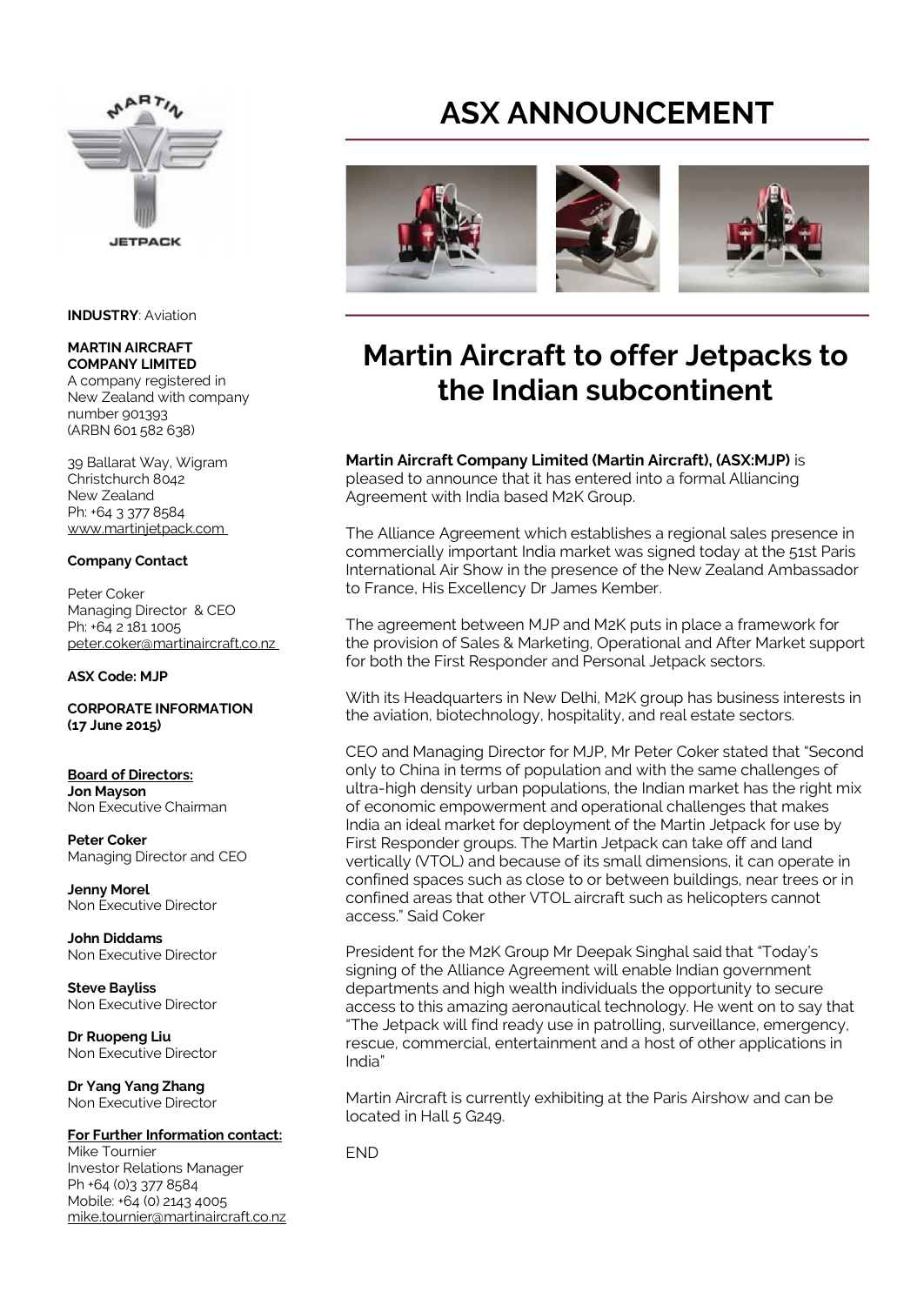# ASX ANNOUNCEMENT

**INDUSTRY**: Aviation

**MARTIN AIRCRAFT COMPANY LIMITED**
A company registered in New Zealand with company number 901393
(ARBN 601 582 638)

39 Ballarat Way, Wigram
Christchurch 8042
New Zealand
Ph: +64 3 377 8584
www.martinjetpack.com

**Company Contact**

Peter Coker
Managing Director & CEO
Ph: +64 2 181 1005
peter.coker@martinaircraft.co.nz

**ASX Code: MJP**

**CORPORATE INFORMATION (17 June 2015)**

**Board of Directors:**

**Jon Mayson**
Non Executive Chairman

**Peter Coker**
Managing Director and CEO

**Jenny Morel**
Non Executive Director

**John Diddams**
Non Executive Director

**Steve Bayliss**
Non Executive Director

**Dr Ruopeng Liu**
Non Executive Director

**Dr Yang Yang Zhang**
Non Executive Director

**For Further Information contact:**
Mike Tournier
Investor Relations Manager
Ph +64 (0)3 377 8584
Mobile: +64 (0) 2143 4005
mike.tournier@martinaircraft.co.nz

## Martin Aircraft to offer Jetpacks to the Indian subcontinent

**Martin Aircraft Company Limited (Martin Aircraft), (ASX:MJP)** is pleased to announce that it has entered into a formal Alliancing Agreement with India based M2K Group.

The Alliance Agreement which establishes a regional sales presence in commercially important India market was signed today at the 51st Paris International Air Show in the presence of the New Zealand Ambassador to France, His Excellency Dr James Kember.

The agreement between MJP and M2K puts in place a framework for the provision of Sales & Marketing, Operational and After Market support for both the First Responder and Personal Jetpack sectors.

With its Headquarters in New Delhi, M2K group has business interests in the aviation, biotechnology, hospitality, and real estate sectors.

CEO and Managing Director for MJP, Mr Peter Coker stated that "Second only to China in terms of population and with the same challenges of ultra-high density urban populations, the Indian market has the right mix of economic empowerment and operational challenges that makes India an ideal market for deployment of the Martin Jetpack for use by First Responder groups. The Martin Jetpack can take off and land vertically (VTOL) and because of its small dimensions, it can operate in confined spaces such as close to or between buildings, near trees or in confined areas that other VTOL aircraft such as helicopters cannot access." Said Coker

President for the M2K Group Mr Deepak Singhal said that "Today's signing of the Alliance Agreement will enable Indian government departments and high wealth individuals the opportunity to secure access to this amazing aeronautical technology. He went on to say that "The Jetpack will find ready use in patrolling, surveillance, emergency, rescue, commercial, entertainment and a host of other applications in India"

Martin Aircraft is currently exhibiting at the Paris Airshow and can be located in Hall 5 G249.

END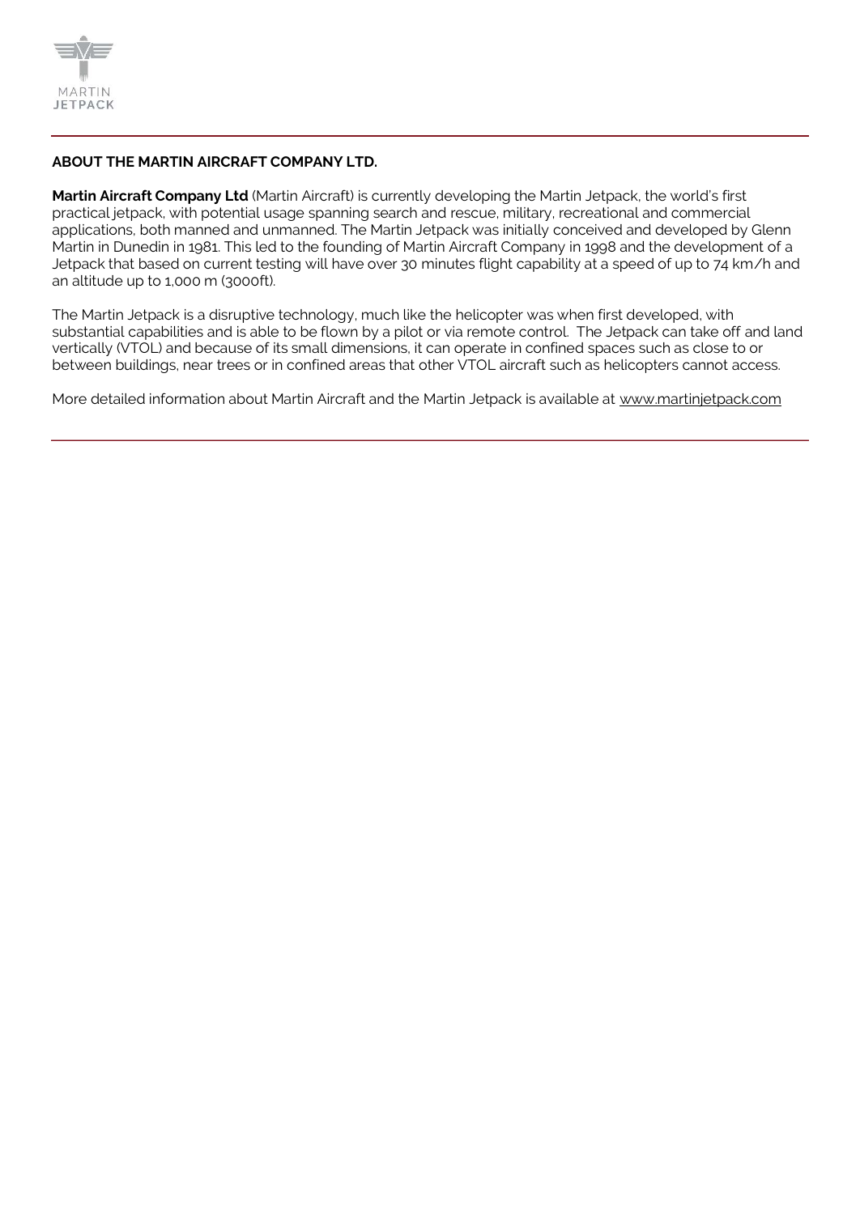## ABOUT THE MARTIN AIRCRAFT COMPANY LTD.

**Martin Aircraft Company Ltd** (Martin Aircraft) is currently developing the Martin Jetpack, the world's first practical jetpack, with potential usage spanning search and rescue, military, recreational and commercial applications, both manned and unmanned. The Martin Jetpack was initially conceived and developed by Glenn Martin in Dunedin in 1981. This led to the founding of Martin Aircraft Company in 1998 and the development of a Jetpack that based on current testing will have over 30 minutes flight capability at a speed of up to 74 km/h and an altitude up to 1,000 m (3000ft).

The Martin Jetpack is a disruptive technology, much like the helicopter was when first developed, with substantial capabilities and is able to be flown by a pilot or via remote control. The Jetpack can take off and land vertically (VTOL) and because of its small dimensions, it can operate in confined spaces such as close to or between buildings, near trees or in confined areas that other VTOL aircraft such as helicopters cannot access.

More detailed information about Martin Aircraft and the Martin Jetpack is available at www.martinjetpack.com